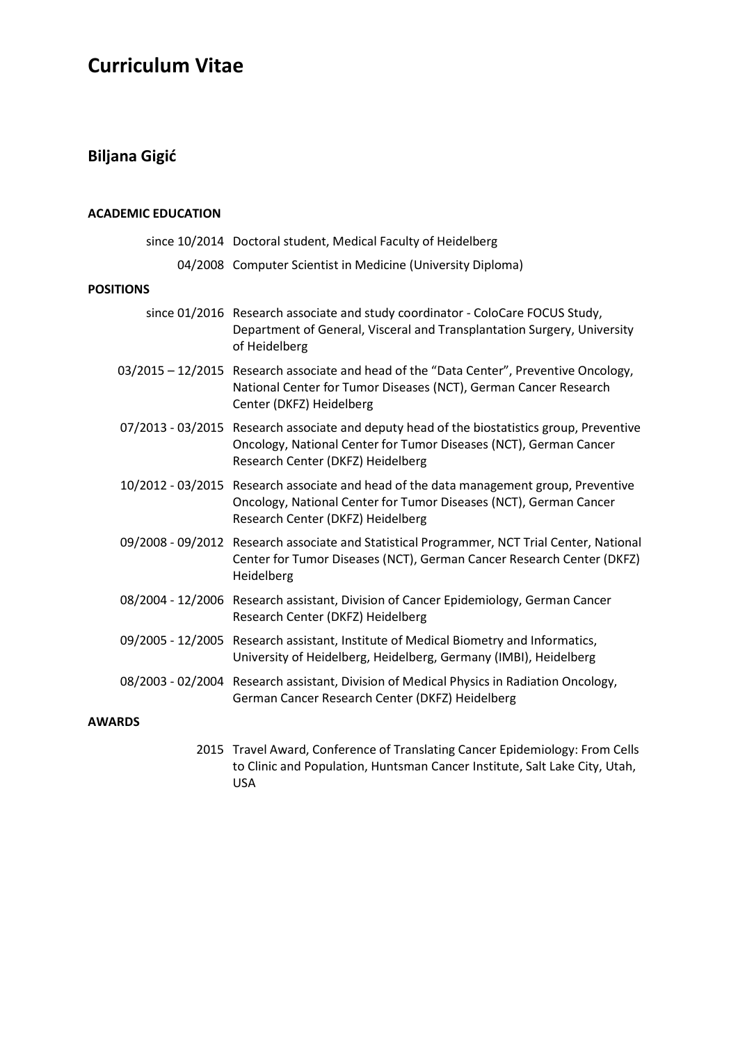# Curriculum Vitae

## Biljana Gigić

### ACADEMIC EDUCATION

| | |
|---|---|
| since 10/2014 | Doctoral student, Medical Faculty of Heidelberg |
| 04/2008 | Computer Scientist in Medicine (University Diploma) |

### POSITIONS

| | |
|---|---|
| since 01/2016 | Research associate and study coordinator - ColoCare FOCUS Study, Department of General, Visceral and Transplantation Surgery, University of Heidelberg |
| 03/2015 – 12/2015 | Research associate and head of the "Data Center", Preventive Oncology, National Center for Tumor Diseases (NCT), German Cancer Research Center (DKFZ) Heidelberg |
| 07/2013 - 03/2015 | Research associate and deputy head of the biostatistics group, Preventive Oncology, National Center for Tumor Diseases (NCT), German Cancer Research Center (DKFZ) Heidelberg |
| 10/2012 - 03/2015 | Research associate and head of the data management group, Preventive Oncology, National Center for Tumor Diseases (NCT), German Cancer Research Center (DKFZ) Heidelberg |
| 09/2008 - 09/2012 | Research associate and Statistical Programmer, NCT Trial Center, National Center for Tumor Diseases (NCT), German Cancer Research Center (DKFZ) Heidelberg |
| 08/2004 - 12/2006 | Research assistant, Division of Cancer Epidemiology, German Cancer Research Center (DKFZ) Heidelberg |
| 09/2005 - 12/2005 | Research assistant, Institute of Medical Biometry and Informatics, University of Heidelberg, Heidelberg, Germany (IMBI), Heidelberg |
| 08/2003 - 02/2004 | Research assistant, Division of Medical Physics in Radiation Oncology, German Cancer Research Center (DKFZ) Heidelberg |

### AWARDS

| | |
|---|---|
| 2015 | Travel Award, Conference of Translating Cancer Epidemiology: From Cells to Clinic and Population, Huntsman Cancer Institute, Salt Lake City, Utah, USA |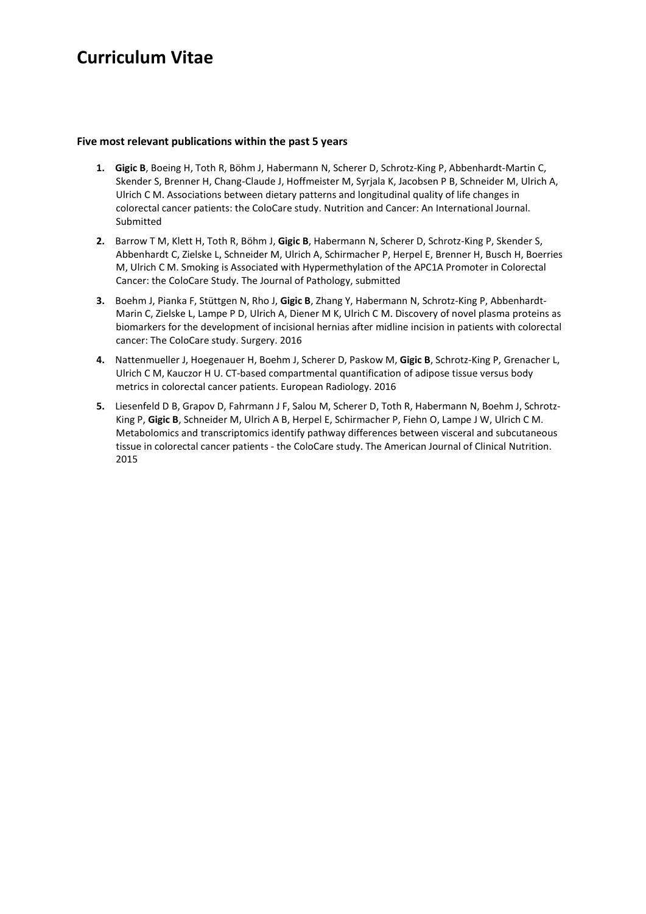# Curriculum Vitae

**Five most relevant publications within the past 5 years**

1. **Gigic B**, Boeing H, Toth R, Böhm J, Habermann N, Scherer D, Schrotz-King P, Abbenhardt-Martin C, Skender S, Brenner H, Chang-Claude J, Hoffmeister M, Syrjala K, Jacobsen P B, Schneider M, Ulrich A, Ulrich C M. Associations between dietary patterns and longitudinal quality of life changes in colorectal cancer patients: the ColoCare study. Nutrition and Cancer: An International Journal. Submitted
2. Barrow T M, Klett H, Toth R, Böhm J, **Gigic B**, Habermann N, Scherer D, Schrotz-King P, Skender S, Abbenhardt C, Zielske L, Schneider M, Ulrich A, Schirmacher P, Herpel E, Brenner H, Busch H, Boerries M, Ulrich C M. Smoking is Associated with Hypermethylation of the APC1A Promoter in Colorectal Cancer: the ColoCare Study. The Journal of Pathology, submitted
3. Boehm J, Pianka F, Stüttgen N, Rho J, **Gigic B**, Zhang Y, Habermann N, Schrotz-King P, Abbenhardt-Marin C, Zielske L, Lampe P D, Ulrich A, Diener M K, Ulrich C M. Discovery of novel plasma proteins as biomarkers for the development of incisional hernias after midline incision in patients with colorectal cancer: The ColoCare study. Surgery. 2016
4. Nattenmueller J, Hoegenauer H, Boehm J, Scherer D, Paskow M, **Gigic B**, Schrotz-King P, Grenacher L, Ulrich C M, Kauczor H U. CT-based compartmental quantification of adipose tissue versus body metrics in colorectal cancer patients. European Radiology. 2016
5. Liesenfeld D B, Grapov D, Fahrmann J F, Salou M, Scherer D, Toth R, Habermann N, Boehm J, Schrotz-King P, **Gigic B**, Schneider M, Ulrich A B, Herpel E, Schirmacher P, Fiehn O, Lampe J W, Ulrich C M. Metabolomics and transcriptomics identify pathway differences between visceral and subcutaneous tissue in colorectal cancer patients - the ColoCare study. The American Journal of Clinical Nutrition. 2015